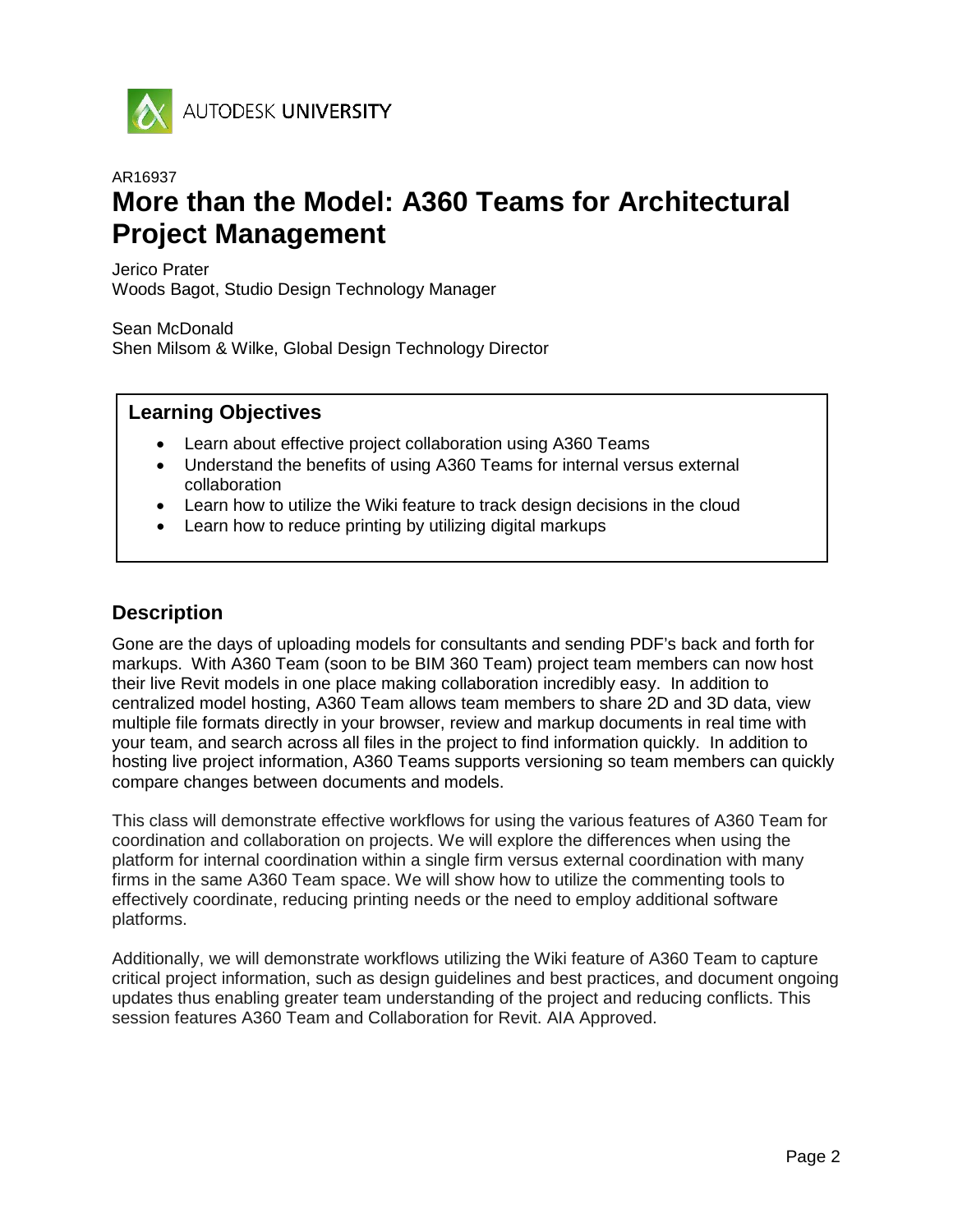AR16937

# More than the Model: A360 Teams for Architectural Project Management

Jerico Prater
Woods Bagot, Studio Design Technology Manager

Sean McDonald
Shen Milsom & Wilke, Global Design Technology Director

## Learning Objectives

- Learn about effective project collaboration using A360 Teams
- Understand the benefits of using A360 Teams for internal versus external collaboration
- Learn how to utilize the Wiki feature to track design decisions in the cloud
- Learn how to reduce printing by utilizing digital markups

## Description

Gone are the days of uploading models for consultants and sending PDF's back and forth for markups. With A360 Team (soon to be BIM 360 Team) project team members can now host their live Revit models in one place making collaboration incredibly easy. In addition to centralized model hosting, A360 Team allows team members to share 2D and 3D data, view multiple file formats directly in your browser, review and markup documents in real time with your team, and search across all files in the project to find information quickly. In addition to hosting live project information, A360 Teams supports versioning so team members can quickly compare changes between documents and models.

This class will demonstrate effective workflows for using the various features of A360 Team for coordination and collaboration on projects. We will explore the differences when using the platform for internal coordination within a single firm versus external coordination with many firms in the same A360 Team space. We will show how to utilize the commenting tools to effectively coordinate, reducing printing needs or the need to employ additional software platforms.

Additionally, we will demonstrate workflows utilizing the Wiki feature of A360 Team to capture critical project information, such as design guidelines and best practices, and document ongoing updates thus enabling greater team understanding of the project and reducing conflicts. This session features A360 Team and Collaboration for Revit. AIA Approved.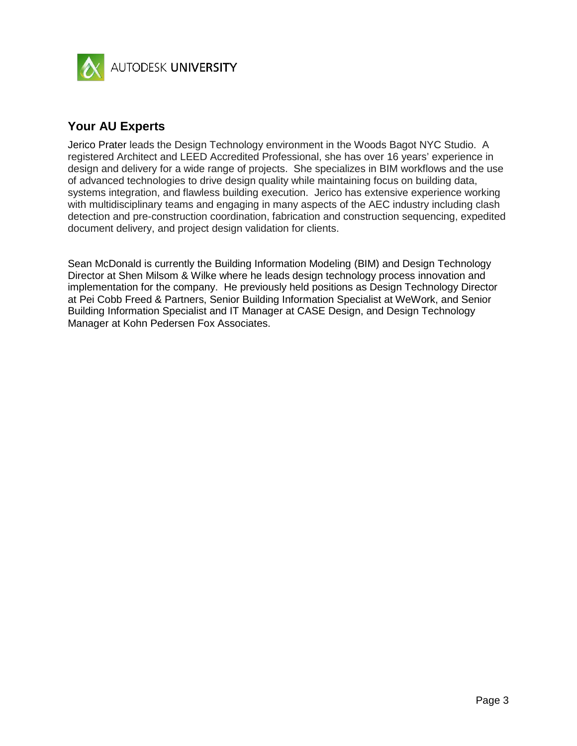## Your AU Experts

Jerico Prater leads the Design Technology environment in the Woods Bagot NYC Studio. A registered Architect and LEED Accredited Professional, she has over 16 years' experience in design and delivery for a wide range of projects. She specializes in BIM workflows and the use of advanced technologies to drive design quality while maintaining focus on building data, systems integration, and flawless building execution. Jerico has extensive experience working with multidisciplinary teams and engaging in many aspects of the AEC industry including clash detection and pre-construction coordination, fabrication and construction sequencing, expedited document delivery, and project design validation for clients.

Sean McDonald is currently the Building Information Modeling (BIM) and Design Technology Director at Shen Milsom & Wilke where he leads design technology process innovation and implementation for the company. He previously held positions as Design Technology Director at Pei Cobb Freed & Partners, Senior Building Information Specialist at WeWork, and Senior Building Information Specialist and IT Manager at CASE Design, and Design Technology Manager at Kohn Pedersen Fox Associates.